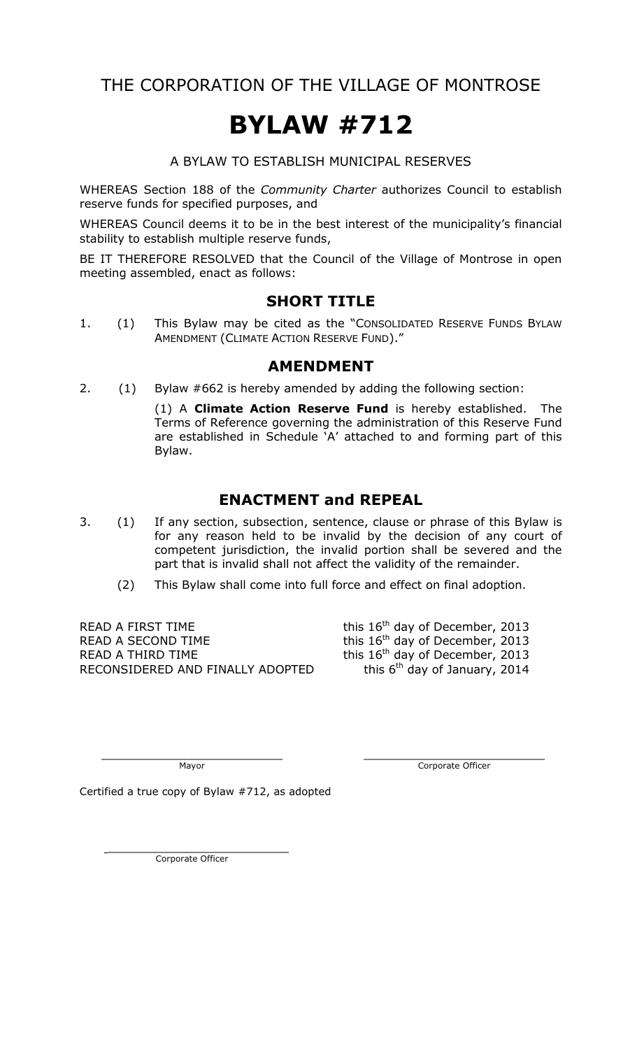# THE CORPORATION OF THE VILLAGE OF MONTROSE

# BYLAW #712

A BYLAW TO ESTABLISH MUNICIPAL RESERVES

WHEREAS Section 188 of the *Community Charter* authorizes Council to establish reserve funds for specified purposes, and

WHEREAS Council deems it to be in the best interest of the municipality's financial stability to establish multiple reserve funds,

BE IT THEREFORE RESOLVED that the Council of the Village of Montrose in open meeting assembled, enact as follows:

## SHORT TITLE

1. (1) This Bylaw may be cited as the "CONSOLIDATED RESERVE FUNDS BYLAW AMENDMENT (CLIMATE ACTION RESERVE FUND)."

## AMENDMENT

2. (1) Bylaw #662 is hereby amended by adding the following section:

   (1) A **Climate Action Reserve Fund** is hereby established. The Terms of Reference governing the administration of this Reserve Fund are established in Schedule 'A' attached to and forming part of this Bylaw.

## ENACTMENT and REPEAL

3. (1) If any section, subsection, sentence, clause or phrase of this Bylaw is for any reason held to be invalid by the decision of any court of competent jurisdiction, the invalid portion shall be severed and the part that is invalid shall not affect the validity of the remainder.

   (2) This Bylaw shall come into full force and effect on final adoption.

| | |
|---|---|
| READ A FIRST TIME | this 16th day of December, 2013 |
| READ A SECOND TIME | this 16th day of December, 2013 |
| READ A THIRD TIME | this 16th day of December, 2013 |
| RECONSIDERED AND FINALLY ADOPTED | this 6th day of January, 2014 |

\_\_\_\_\_\_\_\_\_\_\_\_\_\_\_\_\_\_\_\_\_\_\_\_\_\_\_\_
Mayor

\_\_\_\_\_\_\_\_\_\_\_\_\_\_\_\_\_\_\_\_\_\_\_\_\_\_\_\_
Corporate Officer

Certified a true copy of Bylaw #712, as adopted

\_\_\_\_\_\_\_\_\_\_\_\_\_\_\_\_\_\_\_\_\_\_\_\_\_\_\_\_
Corporate Officer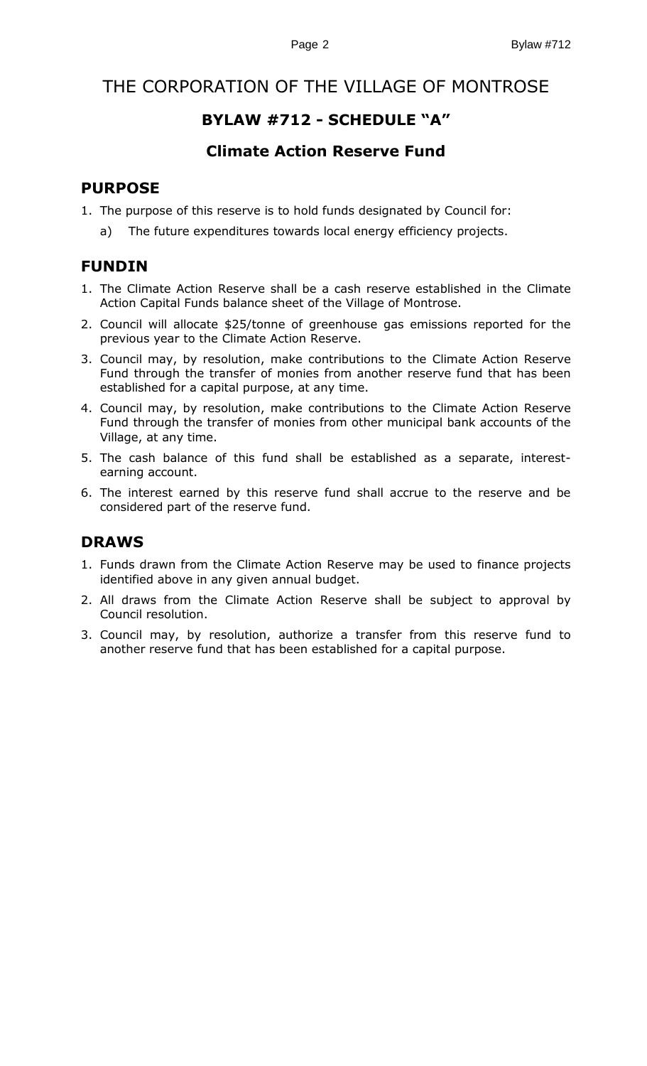# THE CORPORATION OF THE VILLAGE OF MONTROSE

## BYLAW #712 - SCHEDULE "A"

## Climate Action Reserve Fund

### PURPOSE

1. The purpose of this reserve is to hold funds designated by Council for:
   a) The future expenditures towards local energy efficiency projects.

### FUNDIN

1. The Climate Action Reserve shall be a cash reserve established in the Climate Action Capital Funds balance sheet of the Village of Montrose.
2. Council will allocate $25/tonne of greenhouse gas emissions reported for the previous year to the Climate Action Reserve.
3. Council may, by resolution, make contributions to the Climate Action Reserve Fund through the transfer of monies from another reserve fund that has been established for a capital purpose, at any time.
4. Council may, by resolution, make contributions to the Climate Action Reserve Fund through the transfer of monies from other municipal bank accounts of the Village, at any time.
5. The cash balance of this fund shall be established as a separate, interest-earning account.
6. The interest earned by this reserve fund shall accrue to the reserve and be considered part of the reserve fund.

### DRAWS

1. Funds drawn from the Climate Action Reserve may be used to finance projects identified above in any given annual budget.
2. All draws from the Climate Action Reserve shall be subject to approval by Council resolution.
3. Council may, by resolution, authorize a transfer from this reserve fund to another reserve fund that has been established for a capital purpose.